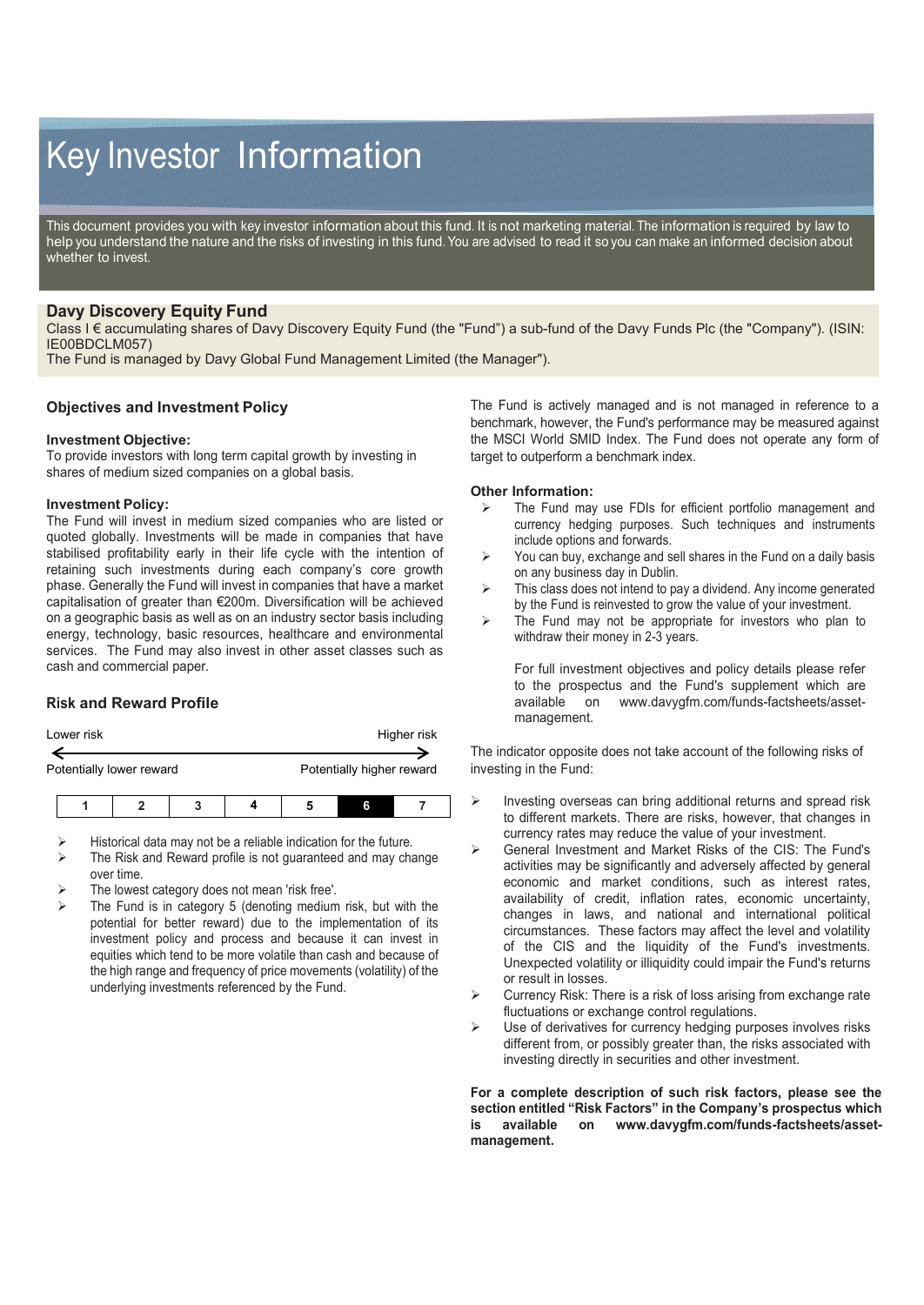# Key Investor Information

This document provides you with key investor information about this fund. It is not marketing material. The information is required by law to help you understand the nature and the risks of investing in this fund. You are advised to read it so you can make an informed decision about whether to invest.

## Davy Discovery Equity Fund

Class I € accumulating shares of Davy Discovery Equity Fund (the "Fund") a sub-fund of the Davy Funds Plc (the "Company"). (ISIN: IE00BDCLM057)

The Fund is managed by Davy Global Fund Management Limited (the Manager").

### Objectives and Investment Policy

**Investment Objective:**

To provide investors with long term capital growth by investing in shares of medium sized companies on a global basis.

**Investment Policy:**

The Fund will invest in medium sized companies who are listed or quoted globally. Investments will be made in companies that have stabilised profitability early in their life cycle with the intention of retaining such investments during each company's core growth phase. Generally the Fund will invest in companies that have a market capitalisation of greater than €200m. Diversification will be achieved on a geographic basis as well as on an industry sector basis including energy, technology, basic resources, healthcare and environmental services. The Fund may also invest in other asset classes such as cash and commercial paper.

The Fund is actively managed and is not managed in reference to a benchmark, however, the Fund's performance may be measured against the MSCI World SMID Index. The Fund does not operate any form of target to outperform a benchmark index.

**Other Information:**

- The Fund may use FDIs for efficient portfolio management and currency hedging purposes. Such techniques and instruments include options and forwards.
- You can buy, exchange and sell shares in the Fund on a daily basis on any business day in Dublin.
- This class does not intend to pay a dividend. Any income generated by the Fund is reinvested to grow the value of your investment.
- The Fund may not be appropriate for investors who plan to withdraw their money in 2-3 years.

  For full investment objectives and policy details please refer to the prospectus and the Fund's supplement which are available on www.davygfm.com/funds-factsheets/asset-management.

### Risk and Reward Profile

Lower risk ← → Higher risk

Potentially lower reward — Potentially higher reward

| 1 | 2 | 3 | 4 | 5 | **6** | 7 |
|---|---|---|---|---|---|---|

- Historical data may not be a reliable indication for the future.
- The Risk and Reward profile is not guaranteed and may change over time.
- The lowest category does not mean 'risk free'.
- The Fund is in category 5 (denoting medium risk, but with the potential for better reward) due to the implementation of its investment policy and process and because it can invest in equities which tend to be more volatile than cash and because of the high range and frequency of price movements (volatility) of the underlying investments referenced by the Fund.

The indicator opposite does not take account of the following risks of investing in the Fund:

- Investing overseas can bring additional returns and spread risk to different markets. There are risks, however, that changes in currency rates may reduce the value of your investment.
- General Investment and Market Risks of the CIS: The Fund's activities may be significantly and adversely affected by general economic and market conditions, such as interest rates, availability of credit, inflation rates, economic uncertainty, changes in laws, and national and international political circumstances. These factors may affect the level and volatility of the CIS and the liquidity of the Fund's investments. Unexpected volatility or illiquidity could impair the Fund's returns or result in losses.
- Currency Risk: There is a risk of loss arising from exchange rate fluctuations or exchange control regulations.
- Use of derivatives for currency hedging purposes involves risks different from, or possibly greater than, the risks associated with investing directly in securities and other investment.

**For a complete description of such risk factors, please see the section entitled "Risk Factors" in the Company's prospectus which is available on www.davygfm.com/funds-factsheets/asset-management.**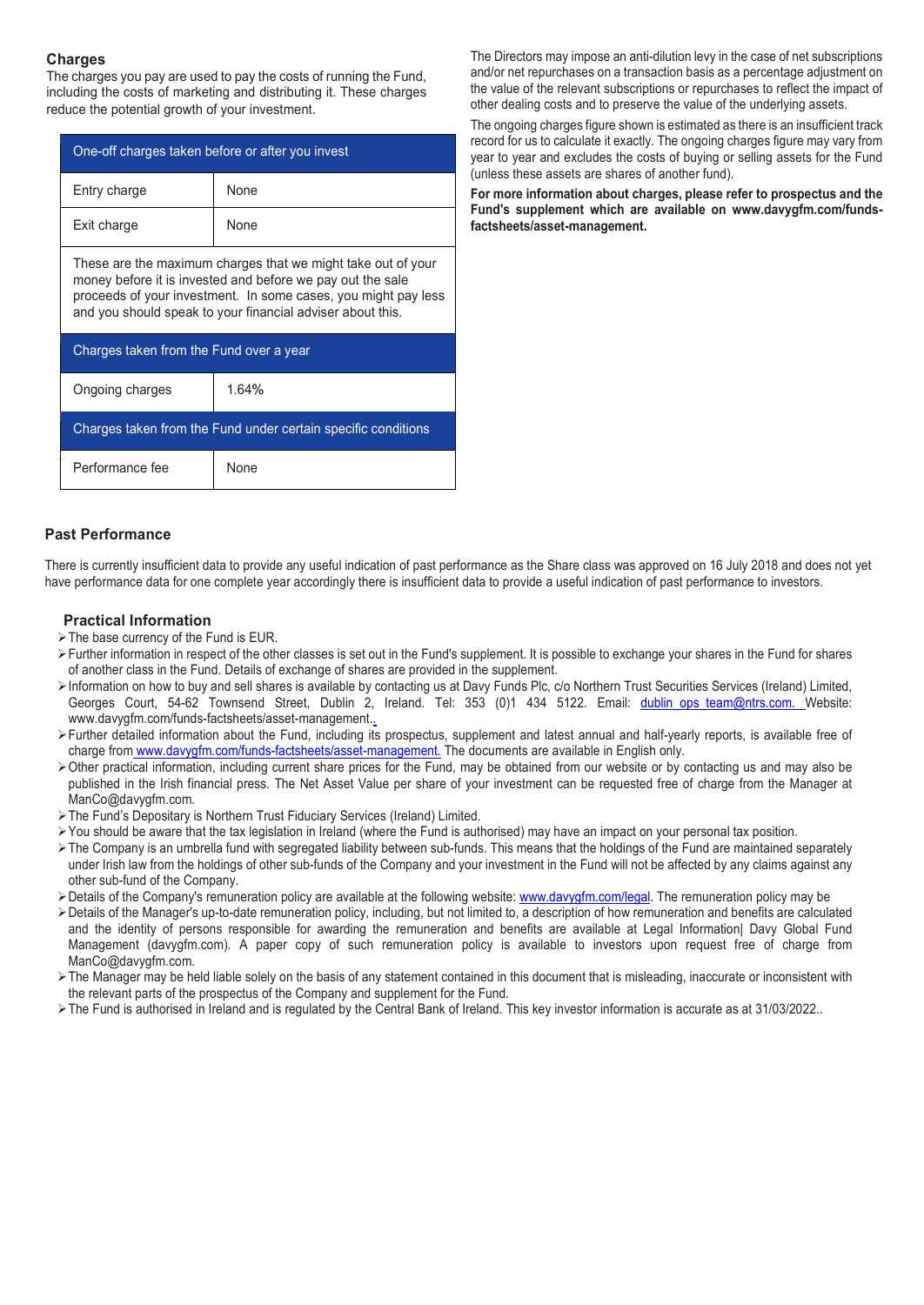## Charges

The charges you pay are used to pay the costs of running the Fund, including the costs of marketing and distributing it. These charges reduce the potential growth of your investment.

| One-off charges taken before or after you invest | |
|---|---|
| Entry charge | None |
| Exit charge | None |
| These are the maximum charges that we might take out of your money before it is invested and before we pay out the sale proceeds of your investment. In some cases, you might pay less and you should speak to your financial adviser about this. | |
| **Charges taken from the Fund over a year** | |
| Ongoing charges | 1.64% |
| **Charges taken from the Fund under certain specific conditions** | |
| Performance fee | None |

The Directors may impose an anti-dilution levy in the case of net subscriptions and/or net repurchases on a transaction basis as a percentage adjustment on the value of the relevant subscriptions or repurchases to reflect the impact of other dealing costs and to preserve the value of the underlying assets.

The ongoing charges figure shown is estimated as there is an insufficient track record for us to calculate it exactly. The ongoing charges figure may vary from year to year and excludes the costs of buying or selling assets for the Fund (unless these assets are shares of another fund).

**For more information about charges, please refer to prospectus and the Fund's supplement which are available on www.davygfm.com/funds-factsheets/asset-management.**

## Past Performance

There is currently insufficient data to provide any useful indication of past performance as the Share class was approved on 16 July 2018 and does not yet have performance data for one complete year accordingly there is insufficient data to provide a useful indication of past performance to investors.

## Practical Information

- The base currency of the Fund is EUR.
- Further information in respect of the other classes is set out in the Fund's supplement. It is possible to exchange your shares in the Fund for shares of another class in the Fund. Details of exchange of shares are provided in the supplement.
- Information on how to buy and sell shares is available by contacting us at Davy Funds Plc, c/o Northern Trust Securities Services (Ireland) Limited, Georges Court, 54-62 Townsend Street, Dublin 2, Ireland. Tel: 353 (0)1 434 5122. Email: dublin_ops_team@ntrs.com. Website: www.davygfm.com/funds-factsheets/asset-management..
- Further detailed information about the Fund, including its prospectus, supplement and latest annual and half-yearly reports, is available free of charge from www.davygfm.com/funds-factsheets/asset-management. The documents are available in English only.
- Other practical information, including current share prices for the Fund, may be obtained from our website or by contacting us and may also be published in the Irish financial press. The Net Asset Value per share of your investment can be requested free of charge from the Manager at ManCo@davygfm.com.
- The Fund's Depositary is Northern Trust Fiduciary Services (Ireland) Limited.
- You should be aware that the tax legislation in Ireland (where the Fund is authorised) may have an impact on your personal tax position.
- The Company is an umbrella fund with segregated liability between sub-funds. This means that the holdings of the Fund are maintained separately under Irish law from the holdings of other sub-funds of the Company and your investment in the Fund will not be affected by any claims against any other sub-fund of the Company.
- Details of the Company's remuneration policy are available at the following website: www.davygfm.com/legal. The remuneration policy may be
- Details of the Manager's up-to-date remuneration policy, including, but not limited to, a description of how remuneration and benefits are calculated and the identity of persons responsible for awarding the remuneration and benefits are available at Legal Information| Davy Global Fund Management (davygfm.com). A paper copy of such remuneration policy is available to investors upon request free of charge from ManCo@davygfm.com.
- The Manager may be held liable solely on the basis of any statement contained in this document that is misleading, inaccurate or inconsistent with the relevant parts of the prospectus of the Company and supplement for the Fund.
- The Fund is authorised in Ireland and is regulated by the Central Bank of Ireland. This key investor information is accurate as at 31/03/2022..